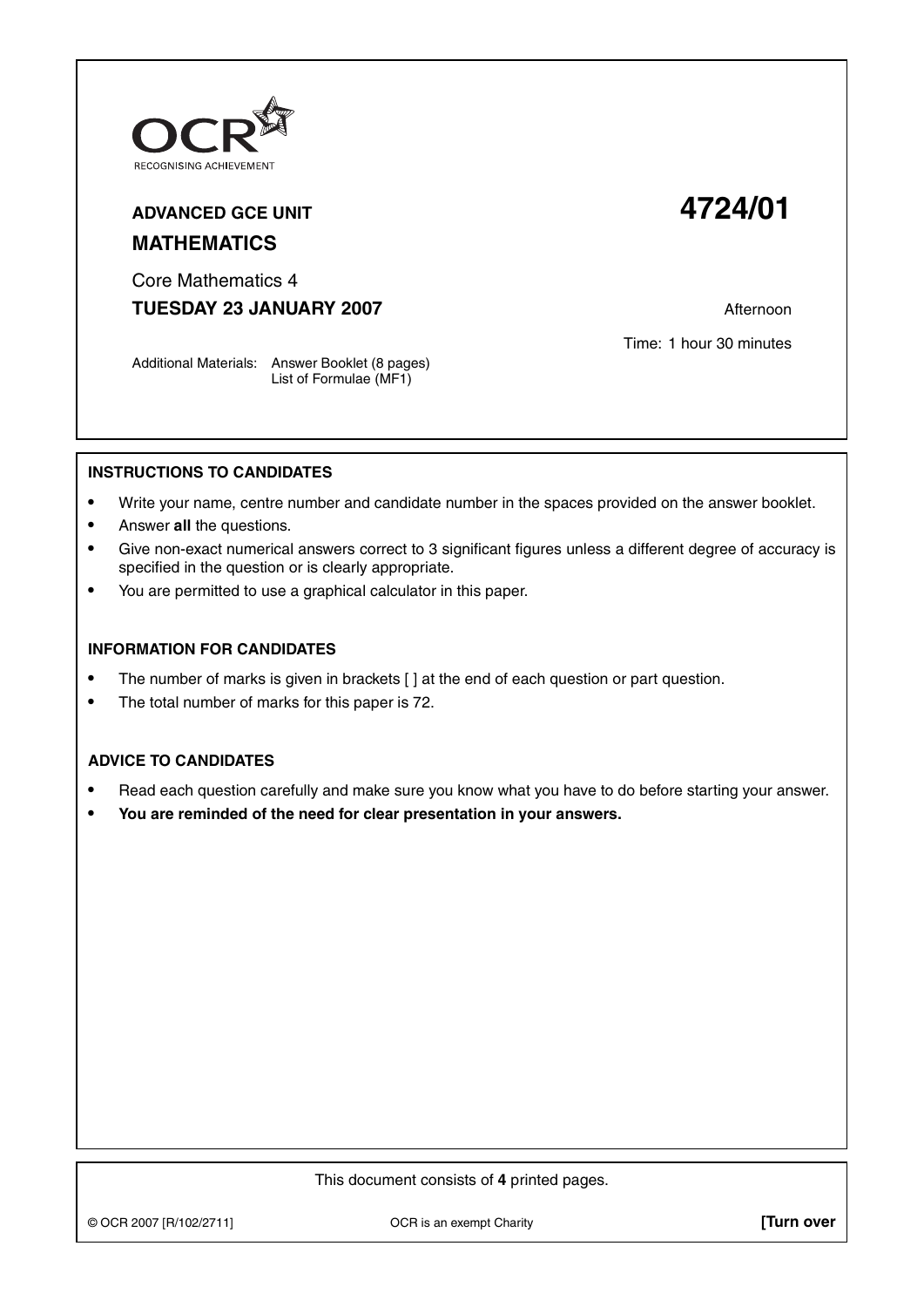OCR RECOGNISING ACHIEVEMENT

**ADVANCED GCE UNIT**

# 4724/01

## MATHEMATICS

Core Mathematics 4

**TUESDAY 23 JANUARY 2007**

Afternoon

Time: 1 hour 30 minutes

Additional Materials: Answer Booklet (8 pages)
List of Formulae (MF1)

### INSTRUCTIONS TO CANDIDATES

- Write your name, centre number and candidate number in the spaces provided on the answer booklet.
- Answer **all** the questions.
- Give non-exact numerical answers correct to 3 significant figures unless a different degree of accuracy is specified in the question or is clearly appropriate.
- You are permitted to use a graphical calculator in this paper.

### INFORMATION FOR CANDIDATES

- The number of marks is given in brackets [ ] at the end of each question or part question.
- The total number of marks for this paper is 72.

### ADVICE TO CANDIDATES

- Read each question carefully and make sure you know what you have to do before starting your answer.
- **You are reminded of the need for clear presentation in your answers.**

This document consists of **4** printed pages.

© OCR 2007 [R/102/2711] OCR is an exempt Charity **[Turn over**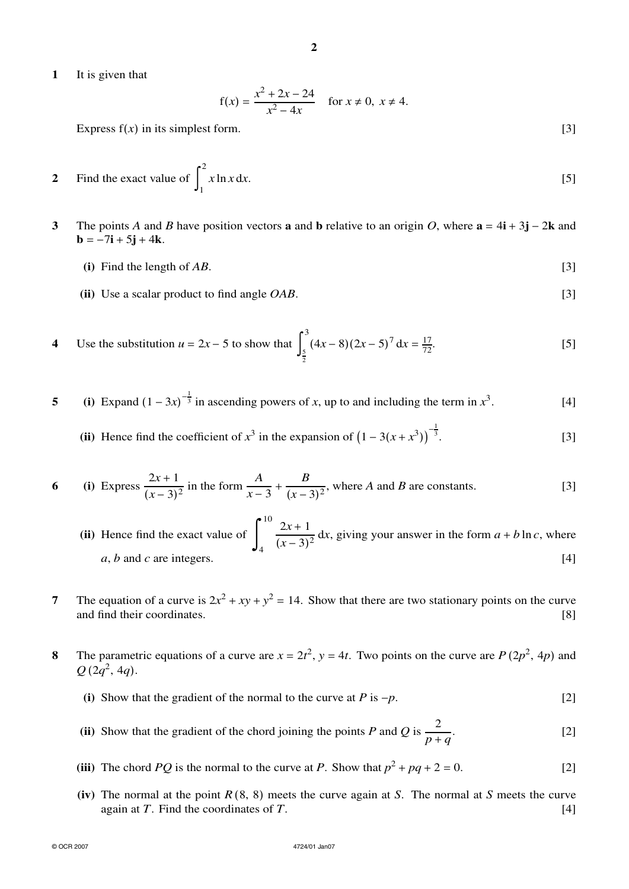**1** It is given that

$$f(x) = \frac{x^2 + 2x - 24}{x^2 - 4x} \quad \text{for } x \neq 0,\ x \neq 4.$$

Express $f(x)$ in its simplest form. [3]

**2** Find the exact value of $\int_1^2 x \ln x \, dx$. [5]

**3** The points $A$ and $B$ have position vectors $\mathbf{a}$ and $\mathbf{b}$ relative to an origin $O$, where $\mathbf{a} = 4\mathbf{i} + 3\mathbf{j} - 2\mathbf{k}$ and $\mathbf{b} = -7\mathbf{i} + 5\mathbf{j} + 4\mathbf{k}$.

**(i)** Find the length of $AB$. [3]

**(ii)** Use a scalar product to find angle $OAB$. [3]

**4** Use the substitution $u = 2x - 5$ to show that $\int_{\frac{5}{2}}^{3} (4x - 8)(2x - 5)^7 \, dx = \frac{17}{72}$. [5]

**5** **(i)** Expand $(1 - 3x)^{-\frac{1}{3}}$ in ascending powers of $x$, up to and including the term in $x^3$. [4]

**(ii)** Hence find the coefficient of $x^3$ in the expansion of $\left(1 - 3(x + x^3)\right)^{-\frac{1}{3}}$. [3]

**6** **(i)** Express $\frac{2x + 1}{(x - 3)^2}$ in the form $\frac{A}{x - 3} + \frac{B}{(x - 3)^2}$, where $A$ and $B$ are constants. [3]

**(ii)** Hence find the exact value of $\int_4^{10} \frac{2x + 1}{(x - 3)^2} \, dx$, giving your answer in the form $a + b \ln c$, where $a$, $b$ and $c$ are integers. [4]

**7** The equation of a curve is $2x^2 + xy + y^2 = 14$. Show that there are two stationary points on the curve and find their coordinates. [8]

**8** The parametric equations of a curve are $x = 2t^2$, $y = 4t$. Two points on the curve are $P\,(2p^2, 4p)$ and $Q\,(2q^2, 4q)$.

**(i)** Show that the gradient of the normal to the curve at $P$ is $-p$. [2]

**(ii)** Show that the gradient of the chord joining the points $P$ and $Q$ is $\frac{2}{p + q}$. [2]

**(iii)** The chord $PQ$ is the normal to the curve at $P$. Show that $p^2 + pq + 2 = 0$. [2]

**(iv)** The normal at the point $R\,(8, 8)$ meets the curve again at $S$. The normal at $S$ meets the curve again at $T$. Find the coordinates of $T$. [4]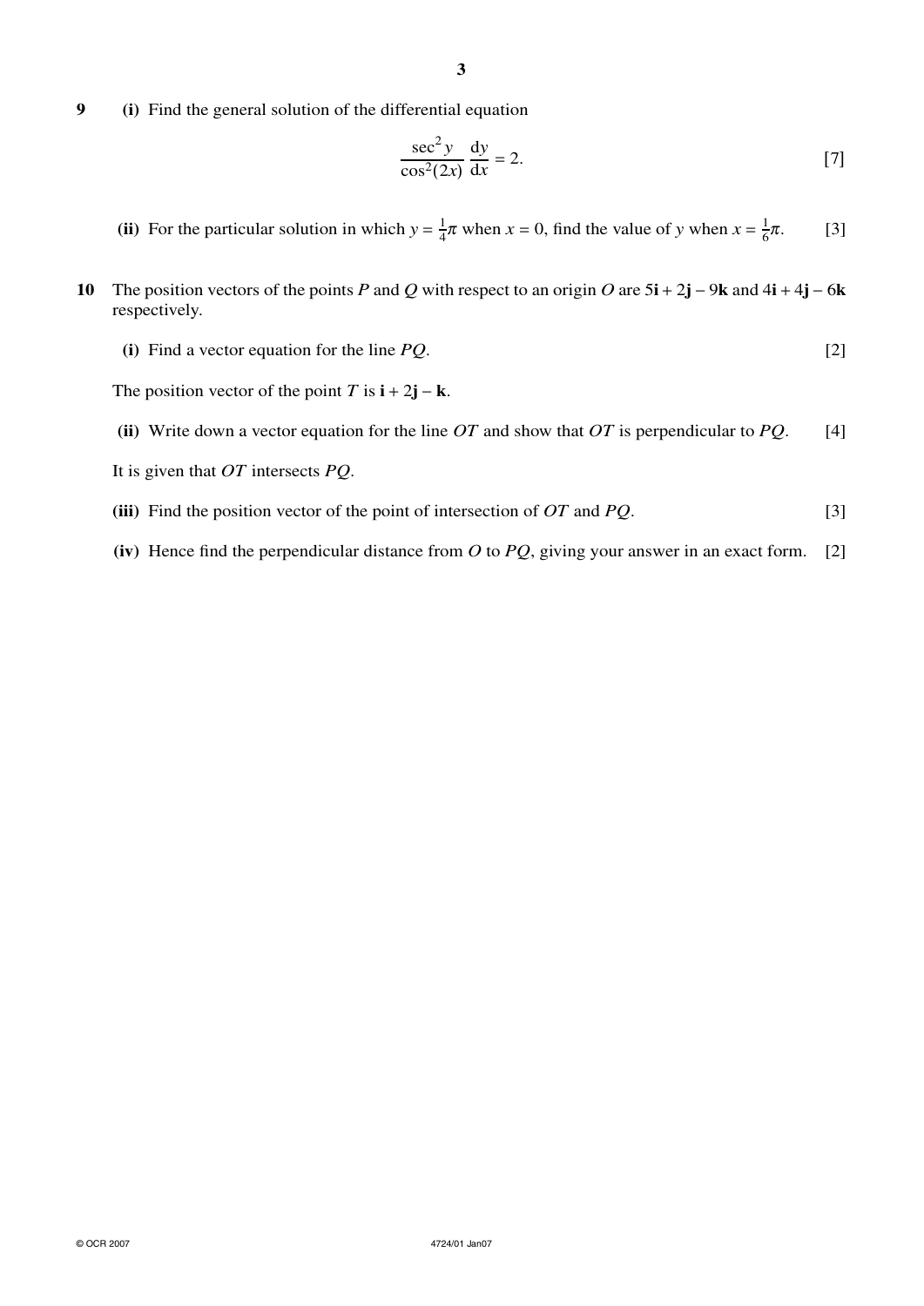**9** **(i)** Find the general solution of the differential equation

$$\frac{\sec^2 y}{\cos^2(2x)} \frac{dy}{dx} = 2. \qquad [7]$$

**(ii)** For the particular solution in which $y = \frac{1}{4}\pi$ when $x = 0$, find the value of $y$ when $x = \frac{1}{6}\pi$. [3]

**10** The position vectors of the points $P$ and $Q$ with respect to an origin $O$ are $5\mathbf{i} + 2\mathbf{j} - 9\mathbf{k}$ and $4\mathbf{i} + 4\mathbf{j} - 6\mathbf{k}$ respectively.

**(i)** Find a vector equation for the line $PQ$. [2]

The position vector of the point $T$ is $\mathbf{i} + 2\mathbf{j} - \mathbf{k}$.

**(ii)** Write down a vector equation for the line $OT$ and show that $OT$ is perpendicular to $PQ$. [4]

It is given that $OT$ intersects $PQ$.

**(iii)** Find the position vector of the point of intersection of $OT$ and $PQ$. [3]

**(iv)** Hence find the perpendicular distance from $O$ to $PQ$, giving your answer in an exact form. [2]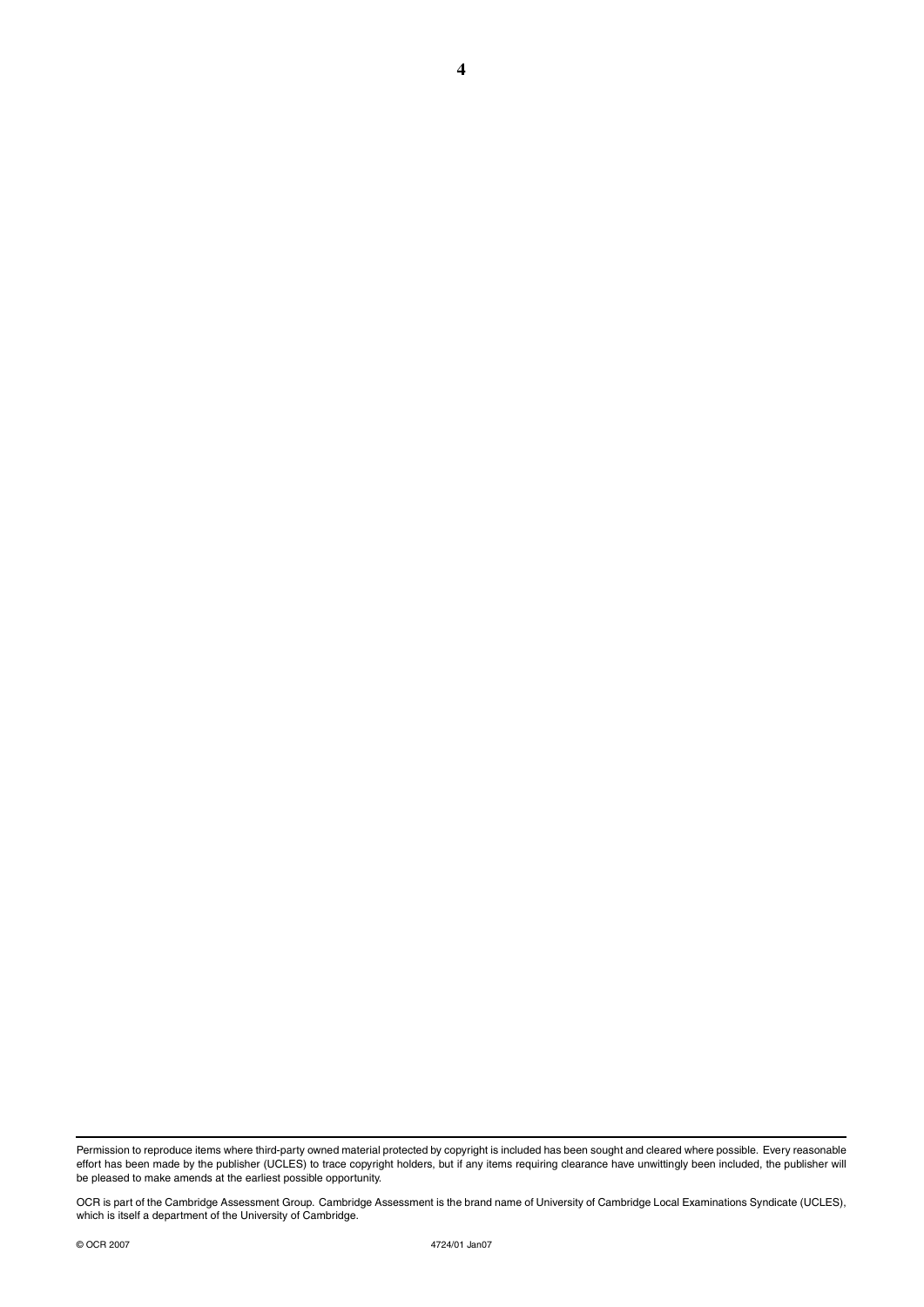Permission to reproduce items where third-party owned material protected by copyright is included has been sought and cleared where possible. Every reasonable effort has been made by the publisher (UCLES) to trace copyright holders, but if any items requiring clearance have unwittingly been included, the publisher will be pleased to make amends at the earliest possible opportunity.

OCR is part of the Cambridge Assessment Group. Cambridge Assessment is the brand name of University of Cambridge Local Examinations Syndicate (UCLES), which is itself a department of the University of Cambridge.

© OCR 2007 4724/01 Jan07